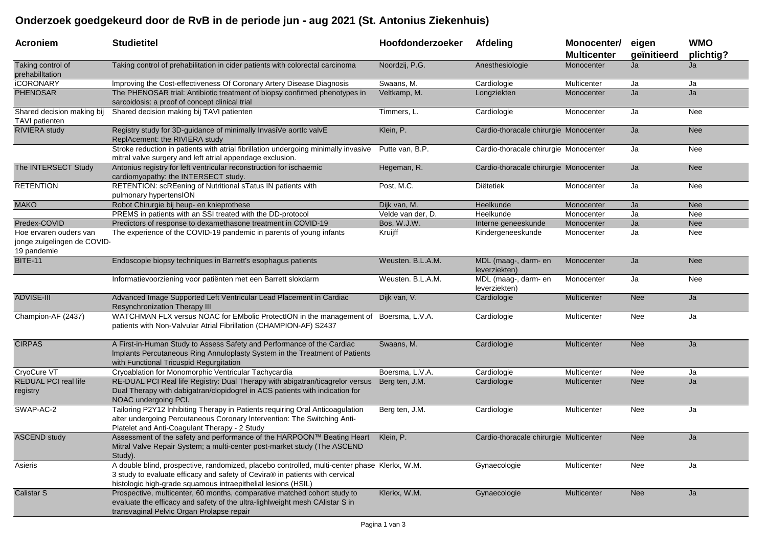# Onderzoek goedgekeurd door de RvB in de periode jun - aug 2021 (St. Antonius Ziekenhuis)

| Acroniem | Studietitel | Hoofdonderzoeker | Afdeling | Monocenter/ Multicenter | eigen geïnitieerd | WMO plichtig? |
|---|---|---|---|---|---|---|
| Taking control of prehabilltation | Taking control of prehabilitation in cider patients with colorectal carcinoma | Noordzij, P.G. | Anesthesiologie | Monocenter | Ja | Ja |
| iCORONARY | Improving the Cost-effectiveness Of Coronary Artery Disease Diagnosis | Swaans, M. | Cardiologie | Multicenter | Ja | Ja |
| PHENOSAR | The PHENOSAR trial: Antibiotic treatment of biopsy confirmed phenotypes in sarcoidosis: a proof of concept clinical trial | Veltkamp, M. | Longziekten | Monocenter | Ja | Ja |
| Shared decision making bij TAVI patienten | Shared decision making bij TAVI patienten | Timmers, L. | Cardiologie | Monocenter | Ja | Nee |
| RIVIERA study | Registry study for 3D-guidance of minimally InvasiVe aortIc valvE ReplAcement: the RIVIERA study | Klein, P. | Cardio-thoracale chirurgie | Monocenter | Ja | Nee |
| | Stroke reduction in patients with atrial fibrillation undergoing minimally invasive mitral valve surgery and left atrial appendage exclusion. | Putte van, B.P. | Cardio-thoracale chirurgie | Monocenter | Ja | Nee |
| The INTERSECT Study | Antonius registry for left ventricular reconstruction for ischaemic cardiomyopathy: the INTERSECT study. | Hegeman, R. | Cardio-thoracale chirurgie | Monocenter | Ja | Nee |
| RETENTION | RETENTION: scREening of Nutritional sTatus IN patients with pulmonary hypertensION | Post, M.C. | Diëtetiek | Monocenter | Ja | Nee |
| MAKO | Robot Chirurgie bij heup- en knieprothese | Dijk van, M. | Heelkunde | Monocenter | Ja | Nee |
| | PREMS in patients with an SSI treated with the DD-protocol | Velde van der, D. | Heelkunde | Monocenter | Ja | Nee |
| Predex-COVID | Predictors of response to dexamethasone treatment in COVID-19 | Bos, W.J.W. | Interne geneeskunde | Monocenter | Ja | Nee |
| Hoe ervaren ouders van jonge zuigelingen de COVID-19 pandemie | The experience of the COVID-19 pandemic in parents of young infants | Kruijff | Kindergeneeskunde | Monocenter | Ja | Nee |
| BITE-11 | Endoscopie biopsy techniques in Barrett's esophagus patients | Weusten. B.L.A.M. | MDL (maag-, darm- en leverziekten) | Monocenter | Ja | Nee |
| | Informatievoorziening voor patiënten met een Barrett slokdarm | Weusten. B.L.A.M. | MDL (maag-, darm- en leverziekten) | Monocenter | Ja | Nee |
| ADVISE-III | Advanced Image Supported Left Ventricular Lead Placement in Cardiac Resynchronization Therapy III | Dijk van, V. | Cardiologie | Multicenter | Nee | Ja |
| Champion-AF (2437) | WATCHMAN FLX versus NOAC for EMbolic ProtectION in the management of patients with Non-Valvular Atrial Fibrillation (CHAMPION-AF) S2437 | Boersma, L.V.A. | Cardiologie | Multicenter | Nee | Ja |
| CIRPAS | A First-in-Human Study to Assess Safety and Performance of the Cardiac Implants Percutaneous Ring Annuloplasty System in the Treatment of Patients with Functional Tricuspid Regurgitation | Swaans, M. | Cardiologie | Multicenter | Nee | Ja |
| CryoCure VT | Cryoablation for Monomorphic Ventricular Tachycardia | Boersma, L.V.A. | Cardiologie | Multicenter | Nee | Ja |
| REDUAL PCI real life registry | RE-DUAL PCI Real life Registry: Dual Therapy with abigatran/ticagrelor versus Dual Therapy with dabigatran/clopidogrel in ACS patients with indication for NOAC undergoing PCI. | Berg ten, J.M. | Cardiologie | Multicenter | Nee | Ja |
| SWAP-AC-2 | Tailoring P2Y12 Inhibiting Therapy in Patients requiring Oral Anticoagulation alter undergoing Percutaneous Coronary Intervention: The Switching Anti-Platelet and Anti-Coagulant Therapy - 2 Study | Berg ten, J.M. | Cardiologie | Multicenter | Nee | Ja |
| ASCEND study | Assessment of the safety and performance of the HARPOON™ Beating Heart Mitral Valve Repair System; a multi-center post-market study (The ASCEND Study). | Klein, P. | Cardio-thoracale chirurgie | Multicenter | Nee | Ja |
| Asieris | A double blind, prospective, randomized, placebo controlled, multi-center phase 3 study to evaluate efficacy and safety of Cevira® in patients with cervical histologic high-grade squamous intraepithelial lesions (HSIL) | Klerkx, W.M. | Gynaecologie | Multicenter | Nee | Ja |
| Calistar S | Prospective, multicenter, 60 months, comparative matched cohort study to evaluate the efficacy and safety of the ultra-lighlweight mesh CAlistar S in transvaginal Pelvic Organ Prolapse repair | Klerkx, W.M. | Gynaecologie | Multicenter | Nee | Ja |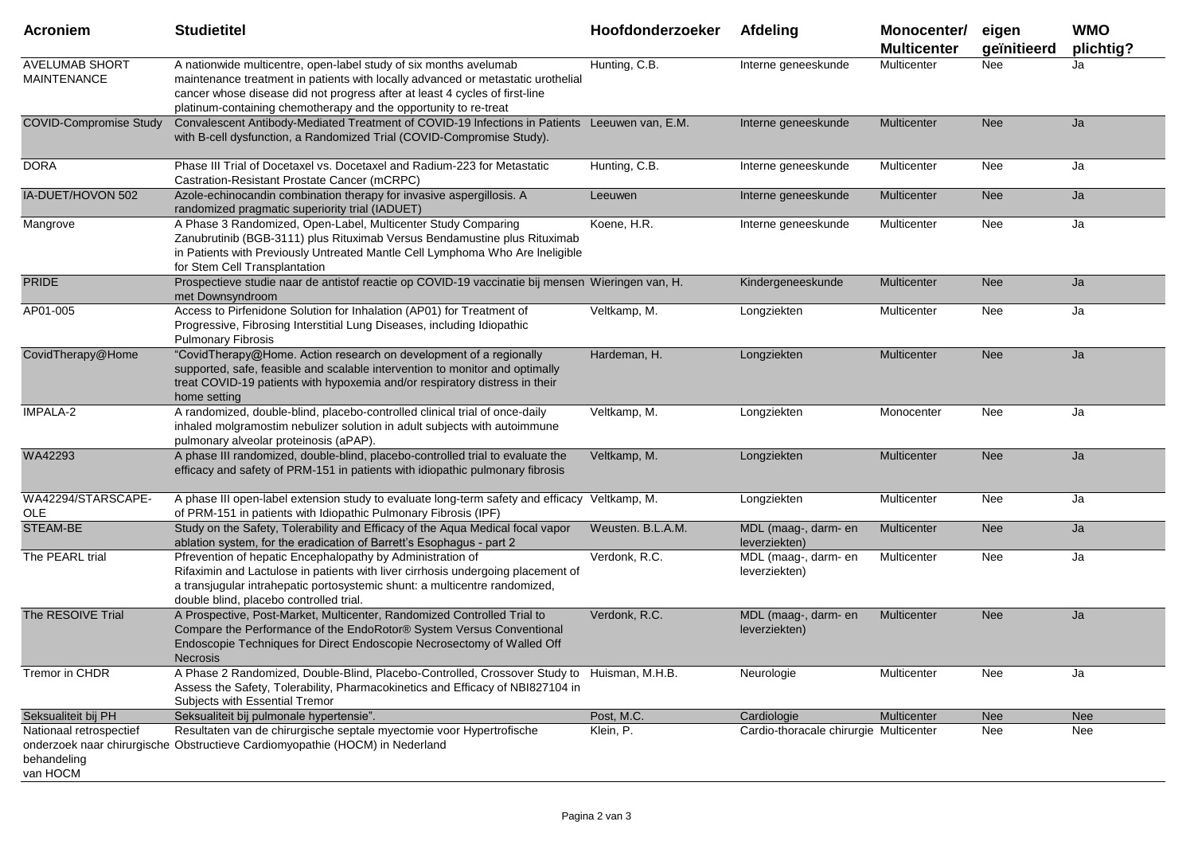| Acroniem | Studietitel | Hoofdonderzoeker | Afdeling | Monocenter/ Multicenter | eigen geïnitieerd | WMO plichtig? |
|---|---|---|---|---|---|---|
| AVELUMAB SHORT MAINTENANCE | A nationwide multicentre, open-label study of six months avelumab maintenance treatment in patients with locally advanced or metastatic urothelial cancer whose disease did not progress after at least 4 cycles of first-line platinum-containing chemotherapy and the opportunity to re-treat | Hunting, C.B. | Interne geneeskunde | Multicenter | Nee | Ja |
| COVID-Compromise Study | Convalescent Antibody-Mediated Treatment of COVID-19 lnfections in Patients with B-cell dysfunction, a Randomized Trial (COVID-Compromise Study). | Leeuwen van, E.M. | Interne geneeskunde | Multicenter | Nee | Ja |
| DORA | Phase III Trial of Docetaxel vs. Docetaxel and Radium-223 for Metastatic Castration-Resistant Prostate Cancer (mCRPC) | Hunting, C.B. | Interne geneeskunde | Multicenter | Nee | Ja |
| IA-DUET/HOVON 502 | Azole-echinocandin combination therapy for invasive aspergillosis. A randomized pragmatic superiority trial (IADUET) | Leeuwen | Interne geneeskunde | Multicenter | Nee | Ja |
| Mangrove | A Phase 3 Randomized, Open-Label, Multicenter Study Comparing Zanubrutinib (BGB-3111) plus Rituximab Versus Bendamustine plus Rituximab in Patients with Previously Untreated Mantle Cell Lymphoma Who Are lneligible for Stem Cell Transplantation | Koene, H.R. | Interne geneeskunde | Multicenter | Nee | Ja |
| PRIDE | Prospectieve studie naar de antistof reactie op COVID-19 vaccinatie bij mensen met Downsyndroom | Wieringen van, H. | Kindergeneeskunde | Multicenter | Nee | Ja |
| AP01-005 | Access to Pirfenidone Solution for Inhalation (AP01) for Treatment of Progressive, Fibrosing Interstitial Lung Diseases, including Idiopathic Pulmonary Fibrosis | Veltkamp, M. | Longziekten | Multicenter | Nee | Ja |
| CovidTherapy@Home | "CovidTherapy@Home. Action research on development of a regionally supported, safe, feasible and scalable intervention to monitor and optimally treat COVID-19 patients with hypoxemia and/or respiratory distress in their home setting | Hardeman, H. | Longziekten | Multicenter | Nee | Ja |
| IMPALA-2 | A randomized, double-blind, placebo-controlled clinical trial of once-daily inhaled molgramostim nebulizer solution in adult subjects with autoimmune pulmonary alveolar proteinosis (aPAP). | Veltkamp, M. | Longziekten | Monocenter | Nee | Ja |
| WA42293 | A phase III randomized, double-blind, placebo-controlled trial to evaluate the efficacy and safety of PRM-151 in patients with idiopathic pulmonary fibrosis | Veltkamp, M. | Longziekten | Multicenter | Nee | Ja |
| WA42294/STARSCAPE-OLE | A phase III open-label extension study to evaluate long-term safety and efficacy of PRM-151 in patients with Idiopathic Pulmonary Fibrosis (IPF) | Veltkamp, M. | Longziekten | Multicenter | Nee | Ja |
| STEAM-BE | Study on the Safety, Tolerability and Efficacy of the Aqua Medical focal vapor ablation system, for the eradication of Barrett's Esophagus - part 2 | Weusten. B.L.A.M. | MDL (maag-, darm- en leverziekten) | Multicenter | Nee | Ja |
| The PEARL trial | Pfrevention of hepatic Encephalopathy by Administration of Rifaximin and Lactulose in patients with liver cirrhosis undergoing placement of a transjugular intrahepatic portosystemic shunt: a multicentre randomized, double blind, placebo controlled trial. | Verdonk, R.C. | MDL (maag-, darm- en leverziekten) | Multicenter | Nee | Ja |
| The RESOIVE Trial | A Prospective, Post-Market, Multicenter, Randomized Controlled Trial to Compare the Performance of the EndoRotor® System Versus Conventional Endoscopie Techniques for Direct Endoscopie Necrosectomy of Walled Off Necrosis | Verdonk, R.C. | MDL (maag-, darm- en leverziekten) | Multicenter | Nee | Ja |
| Tremor in CHDR | A Phase 2 Randomized, Double-Blind, Placebo-Controlled, Crossover Study to Assess the Safety, Tolerability, Pharmacokinetics and Efficacy of NBI827104 in Subjects with Essential Tremor | Huisman, M.H.B. | Neurologie | Multicenter | Nee | Ja |
| Seksualiteit bij PH | Seksualiteit bij pulmonale hypertensie". | Post, M.C. | Cardiologie | Multicenter | Nee | Nee |
| Nationaal retrospectief onderzoek naar chirurgische behandeling van HOCM | Resultaten van de chirurgische septale myectomie voor Hypertrofische Obstructieve Cardiomyopathie (HOCM) in Nederland | Klein, P. | Cardio-thoracale chirurgie | Multicenter | Nee | Nee |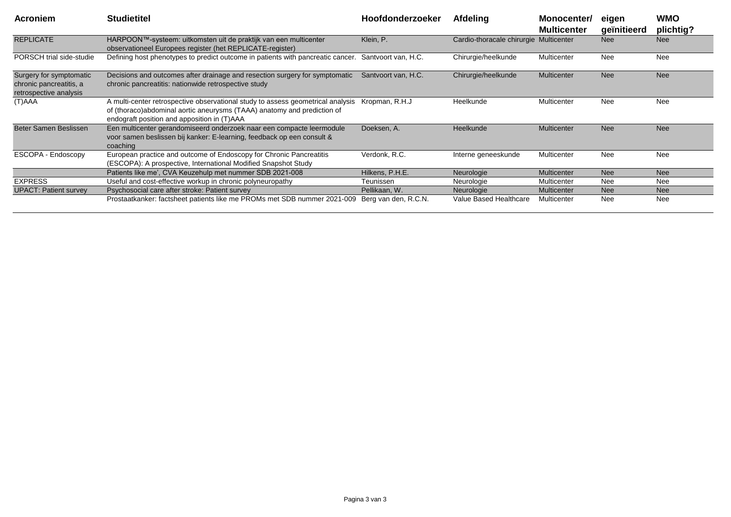| Acroniem | Studietitel | Hoofdonderzoeker | Afdeling | Monocenter/ Multicenter | eigen geïnitieerd | WMO plichtig? |
|---|---|---|---|---|---|---|
| REPLICATE | HARPOON™-systeem: uitkomsten uit de praktijk van een multicenter observationeel Europees register (het REPLICATE-register) | Klein, P. | Cardio-thoracale chirurgie | Multicenter | Nee | Nee |
| PORSCH trial side-studie | Defining host phenotypes to predict outcome in patients with pancreatic cancer. | Santvoort van, H.C. | Chirurgie/heelkunde | Multicenter | Nee | Nee |
| Surgery for symptomatic chronic pancreatitis, a retrospective analysis | Decisions and outcomes after drainage and resection surgery for symptomatic chronic pancreatitis: nationwide retrospective study | Santvoort van, H.C. | Chirurgie/heelkunde | Multicenter | Nee | Nee |
| (T)AAA | A multi-center retrospective observational study to assess geometrical analysis of (thoraco)abdominal aortic aneurysms (TAAA) anatomy and prediction of endograft position and apposition in (T)AAA | Kropman, R.H.J | Heelkunde | Multicenter | Nee | Nee |
| Beter Samen Beslissen | Een multicenter gerandomiseerd onderzoek naar een compacte leermodule voor samen beslissen bij kanker: E-learning, feedback op een consult & coaching | Doeksen, A. | Heelkunde | Multicenter | Nee | Nee |
| ESCOPA - Endoscopy | European practice and outcome of Endoscopy for Chronic Pancreatitis (ESCOPA): A prospective, International Modified Snapshot Study | Verdonk, R.C. | Interne geneeskunde | Multicenter | Nee | Nee |
| | Patients like me', CVA Keuzehulp met nummer SDB 2021-008 | Hilkens, P.H.E. | Neurologie | Multicenter | Nee | Nee |
| EXPRESS | Useful and cost-effective workup in chronic polyneuropathy | Teunissen | Neurologie | Multicenter | Nee | Nee |
| UPACT: Patient survey | Psychosocial care after stroke: Patient survey | Pellikaan, W. | Neurologie | Multicenter | Nee | Nee |
| | Prostaatkanker: factsheet patients like me PROMs met SDB nummer 2021-009 | Berg van den, R.C.N. | Value Based Healthcare | Multicenter | Nee | Nee |